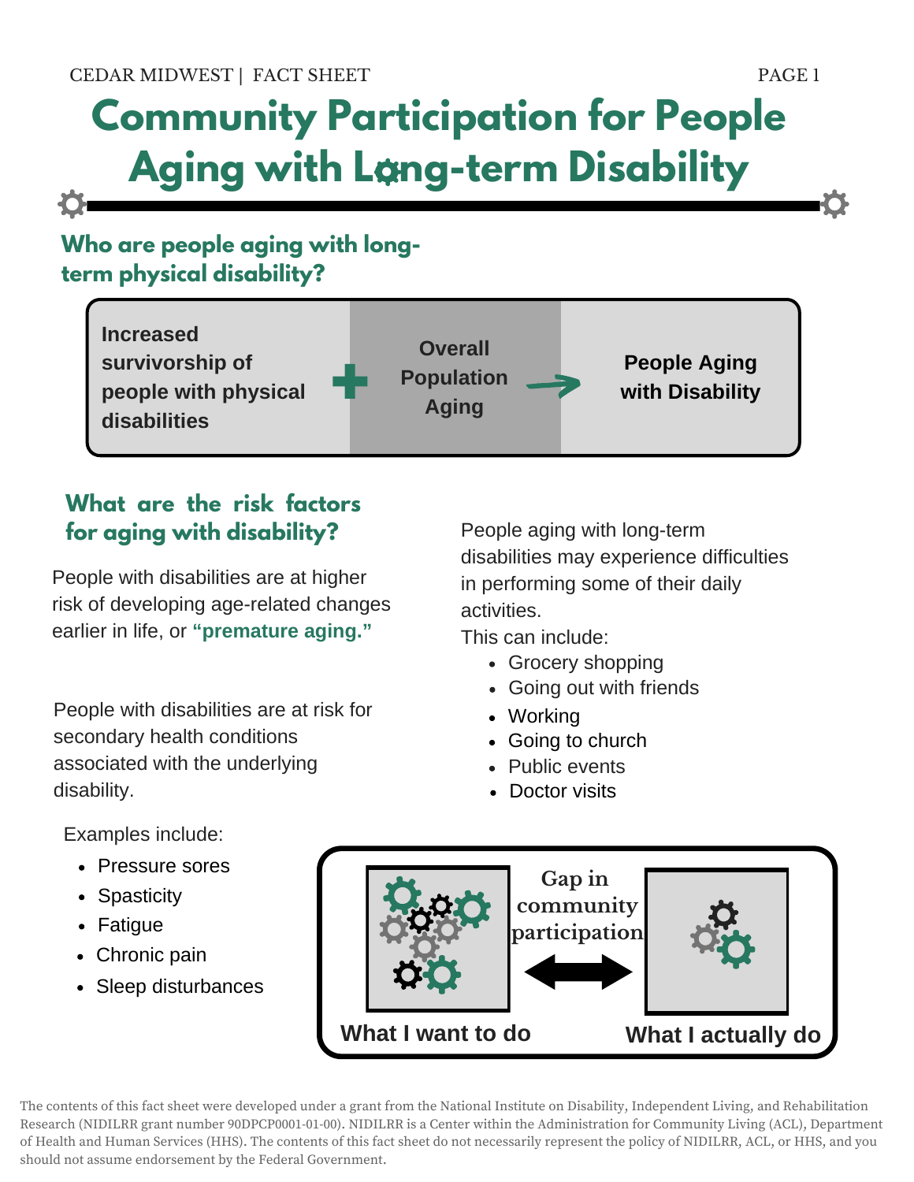# Community Participation for People Aging with Long-term Disability

## Who are people aging with long-term physical disability?

**Increased survivorship of people with physical disabilities** + **Overall Population Aging** → **People Aging with Disability**

## What are the risk factors for aging with disability?

People with disabilities are at higher risk of developing age-related changes earlier in life, or **"premature aging."**

People with disabilities are at risk for secondary health conditions associated with the underlying disability.

Examples include:

- Pressure sores
- Spasticity
- Fatigue
- Chronic pain
- Sleep disturbances

People aging with long-term disabilities may experience difficulties in performing some of their daily activities.

This can include:

- Grocery shopping
- Going out with friends
- Working
- Going to church
- Public events
- Doctor visits

**What I want to do** ⟷ **Gap in community participation** ⟷ **What I actually do**

The contents of this fact sheet were developed under a grant from the National Institute on Disability, Independent Living, and Rehabilitation Research (NIDILRR grant number 90DPCP0001-01-00). NIDILRR is a Center within the Administration for Community Living (ACL), Department of Health and Human Services (HHS). The contents of this fact sheet do not necessarily represent the policy of NIDILRR, ACL, or HHS, and you should not assume endorsement by the Federal Government.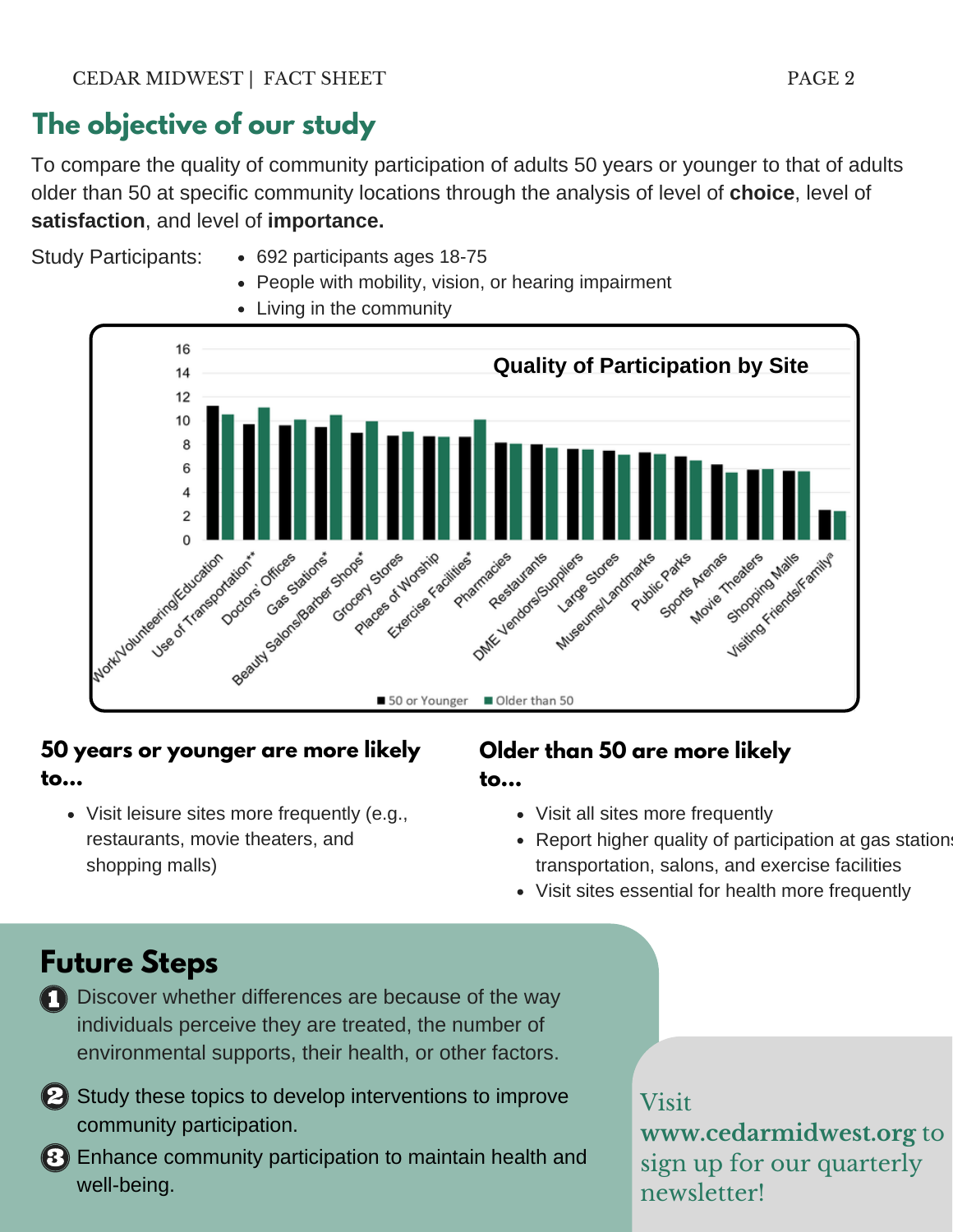## The objective of our study

To compare the quality of community participation of adults 50 years or younger to that of adults older than 50 at specific community locations through the analysis of level of **choice**, level of **satisfaction**, and level of **importance.**

Study Participants:

- 692 participants ages 18-75
- People with mobility, vision, or hearing impairment
- Living in the community

Quality of Participation by Site

16
14
12
10
8
6
4
2
0

Work/Volunteering/Education
Use of Transportation**
Doctors' Offices
Gas Stations*
Beauty Salons/Barber Shops*
Grocery Stores
Places of Worship
Exercise Facilities*
Pharmacies
Restaurants
DME Vendors/Suppliers
Large Stores
Museums/Landmarks
Public Parks
Sports Arenas
Movie Theaters
Shopping Malls
Visiting Friends/Family[a]

50 or Younger
Older than 50

### 50 years or younger are more likely to...

- Visit leisure sites more frequently (e.g., restaurants, movie theaters, and shopping malls)

### Older than 50 are more likely to...

- Visit all sites more frequently
- Report higher quality of participation at gas stations, transportation, salons, and exercise facilities
- Visit sites essential for health more frequently

## Future Steps

1. Discover whether differences are because of the way individuals perceive they are treated, the number of environmental supports, their health, or other factors.
2. Study these topics to develop interventions to improve community participation.
3. Enhance community participation to maintain health and well-being.

Visit **www.cedarmidwest.org** to sign up for our quarterly newsletter!